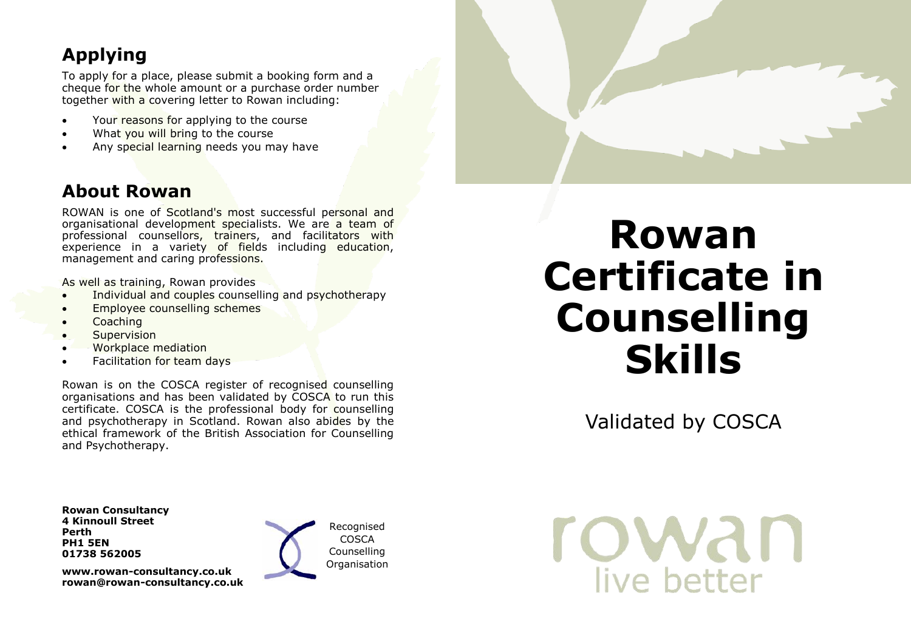## Applying

To apply for a place, please submit a booking form and a cheque for the whole amount or a purchase order number together with a covering letter to Rowan including:

- Your reasons for applying to the course
- What you will bring to the course
- Any special learning needs you may have

## About Rowan

ROWAN is one of Scotland's most successful personal and organisational development specialists. We are a team of professional counsellors, trainers, and facilitators with experience in a variety of fields including education, management and caring professions.

As well as training, Rowan provides

- Individual and couples counselling and psychotherapy
- Employee counselling schemes
- Coaching
- Supervision
- Workplace mediation
- Facilitation for team days

Rowan is on the COSCA register of recognised counselling organisations and has been validated by COSCA to run this certificate. COSCA is the professional body for counselling and psychotherapy in Scotland. Rowan also abides by the ethical framework of the British Association for Counselling and Psychotherapy.

**Rowan Consultancy**
**4 Kinnoull Street**
**Perth**
**PH1 5EN**
**01738 562005**

**www.rowan-consultancy.co.uk**
**rowan@rowan-consultancy.co.uk**

Recognised COSCA Counselling Organisation

# Rowan Certificate in Counselling Skills

Validated by COSCA

rowan
live better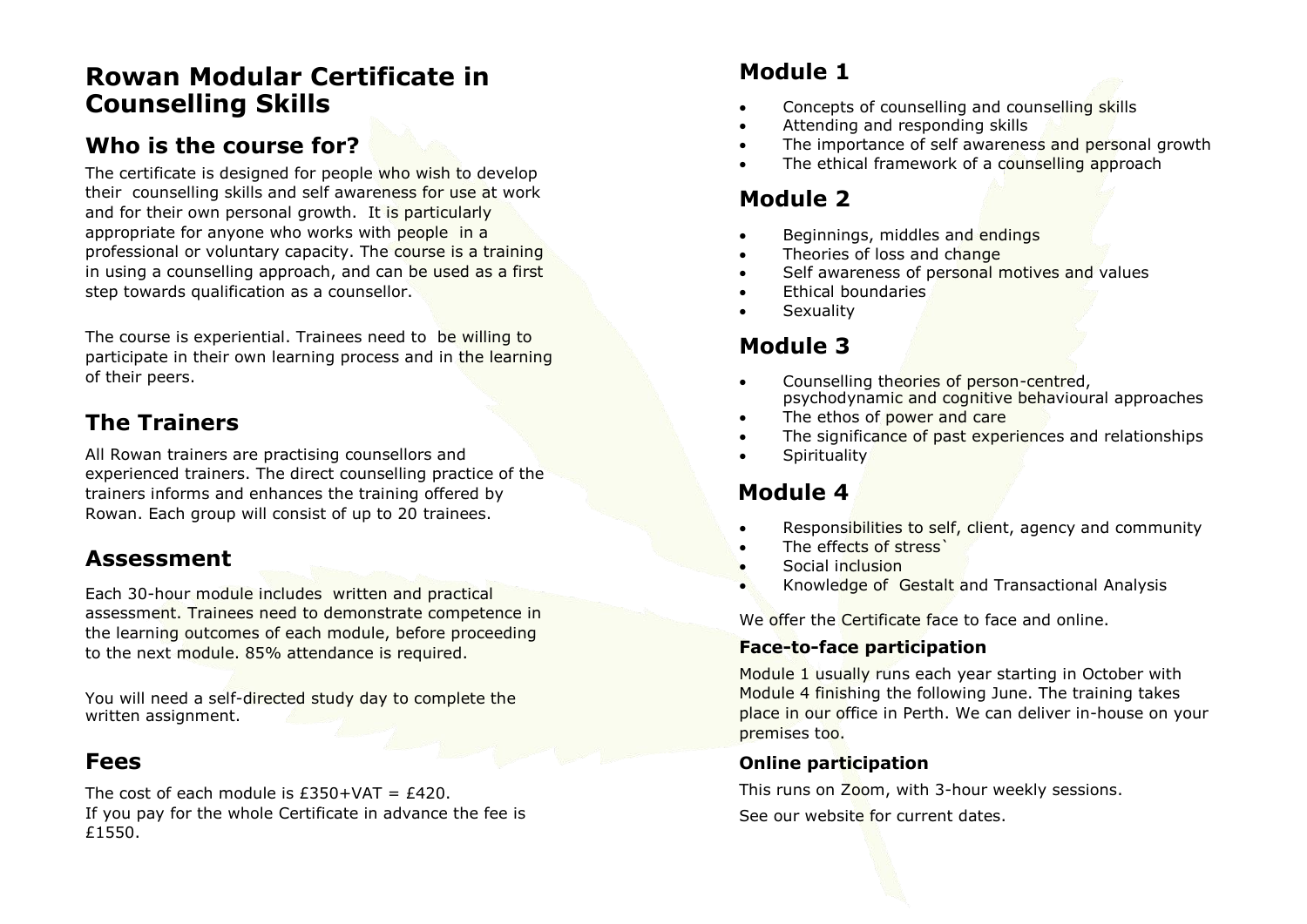# Rowan Modular Certificate in Counselling Skills

## Who is the course for?

The certificate is designed for people who wish to develop their counselling skills and self awareness for use at work and for their own personal growth. It is particularly appropriate for anyone who works with people in a professional or voluntary capacity. The course is a training in using a counselling approach, and can be used as a first step towards qualification as a counsellor.

The course is experiential. Trainees need to be willing to participate in their own learning process and in the learning of their peers.

## The Trainers

All Rowan trainers are practising counsellors and experienced trainers. The direct counselling practice of the trainers informs and enhances the training offered by Rowan. Each group will consist of up to 20 trainees.

## Assessment

Each 30-hour module includes written and practical assessment. Trainees need to demonstrate competence in the learning outcomes of each module, before proceeding to the next module. 85% attendance is required.

You will need a self-directed study day to complete the written assignment.

## Fees

The cost of each module is £350+VAT = £420.
If you pay for the whole Certificate in advance the fee is £1550.

## Module 1

- Concepts of counselling and counselling skills
- Attending and responding skills
- The importance of self awareness and personal growth
- The ethical framework of a counselling approach

## Module 2

- Beginnings, middles and endings
- Theories of loss and change
- Self awareness of personal motives and values
- Ethical boundaries
- Sexuality

## Module 3

- Counselling theories of person-centred, psychodynamic and cognitive behavioural approaches
- The ethos of power and care
- The significance of past experiences and relationships
- Spirituality

## Module 4

- Responsibilities to self, client, agency and community
- The effects of stress`
- Social inclusion
- Knowledge of Gestalt and Transactional Analysis

We offer the Certificate face to face and online.

### Face-to-face participation

Module 1 usually runs each year starting in October with Module 4 finishing the following June. The training takes place in our office in Perth. We can deliver in-house on your premises too.

### Online participation

This runs on Zoom, with 3-hour weekly sessions.

See our website for current dates.